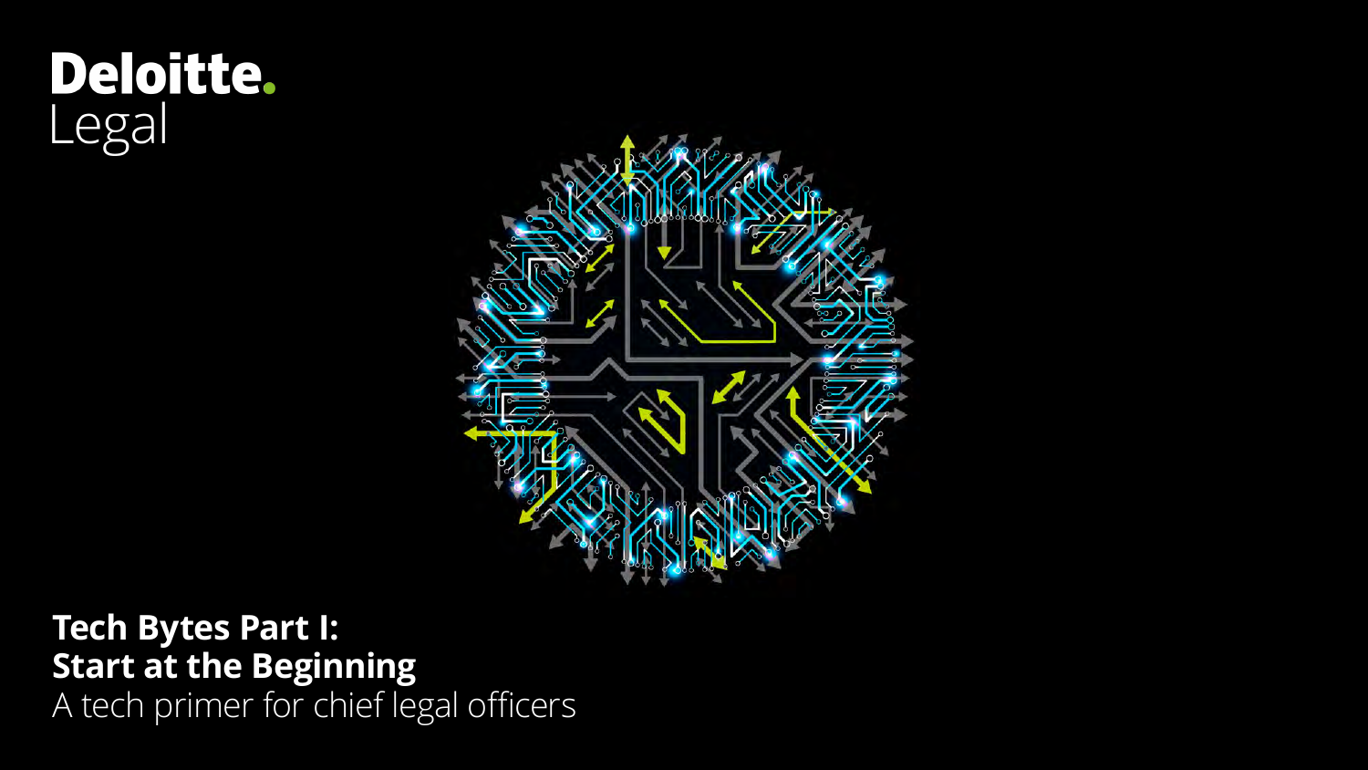Deloitte.
Legal

# Tech Bytes Part I: Start at the Beginning

A tech primer for chief legal officers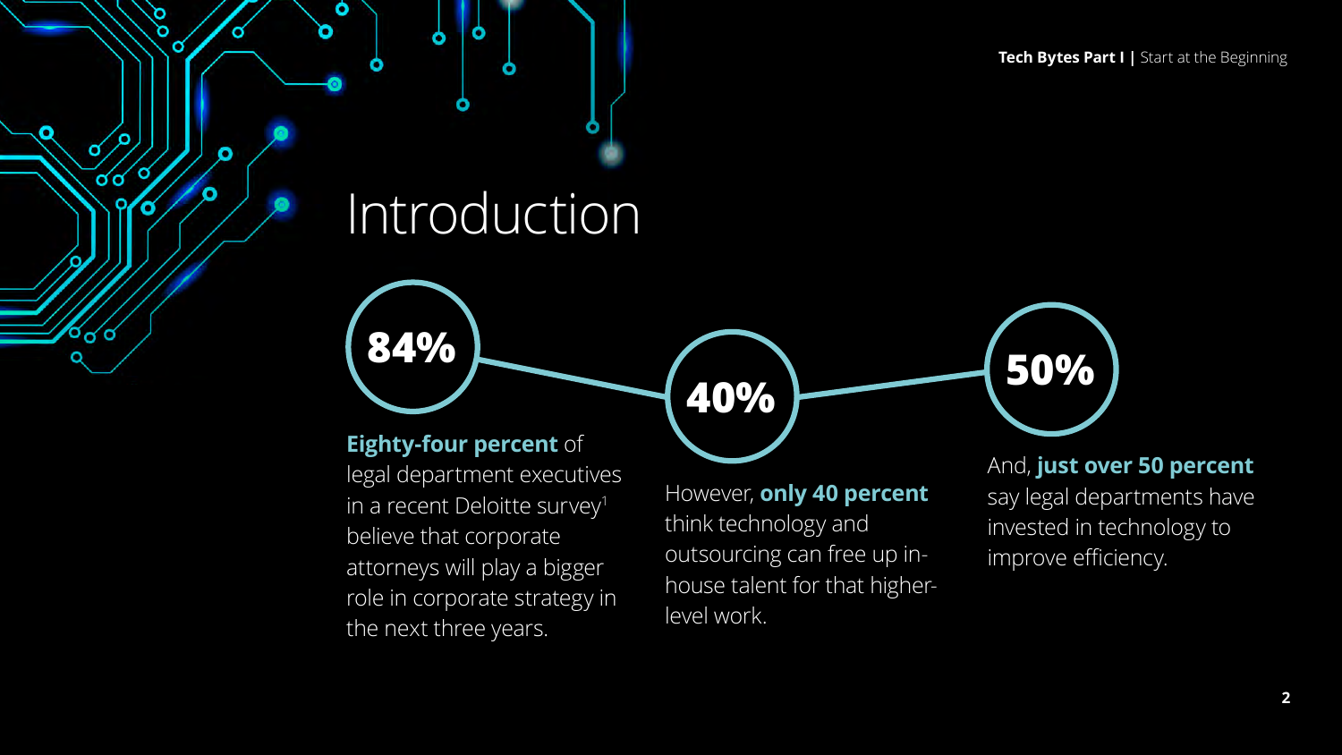# Introduction

**84%**

**Eighty-four percent** of legal department executives in a recent Deloitte survey[1] believe that corporate attorneys will play a bigger role in corporate strategy in the next three years.

**40%**

However, **only 40 percent** think technology and outsourcing can free up in-house talent for that higher-level work.

**50%**

And, **just over 50 percent** say legal departments have invested in technology to improve efficiency.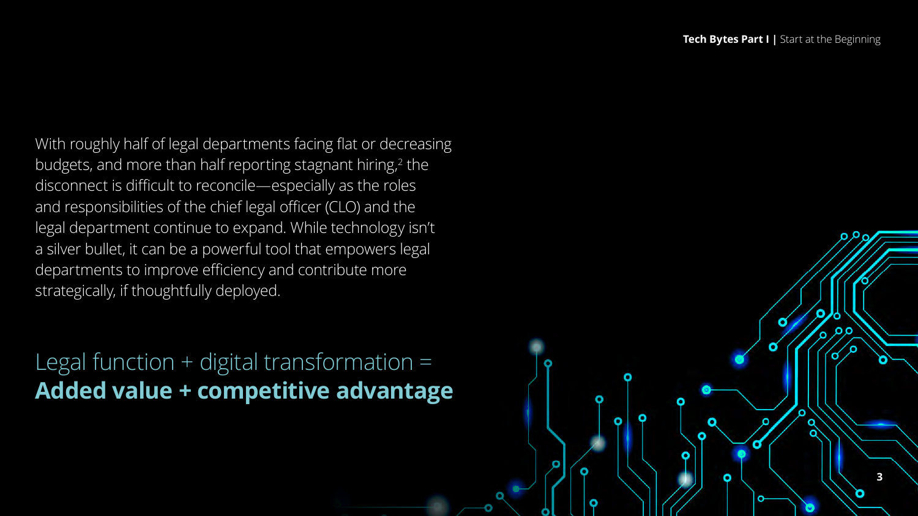With roughly half of legal departments facing flat or decreasing budgets, and more than half reporting stagnant hiring,[2] the disconnect is difficult to reconcile—especially as the roles and responsibilities of the chief legal officer (CLO) and the legal department continue to expand. While technology isn't a silver bullet, it can be a powerful tool that empowers legal departments to improve efficiency and contribute more strategically, if thoughtfully deployed.

Legal function + digital transformation =
**Added value + competitive advantage**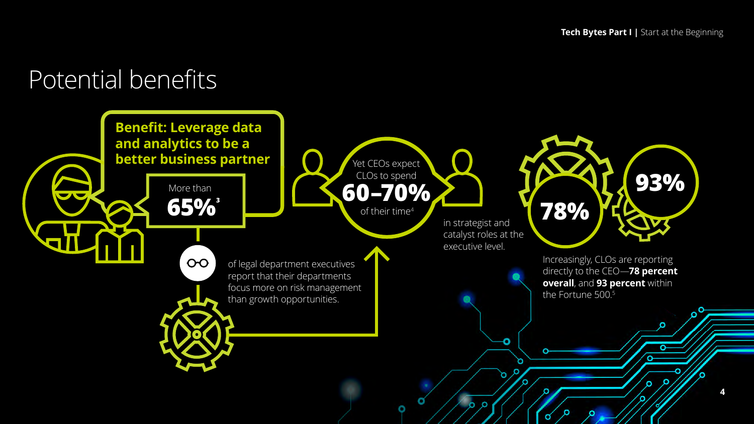# Potential benefits

**Benefit: Leverage data and analytics to be a better business partner**

More than **65%**[3] of legal department executives report that their departments focus more on risk management than growth opportunities.

Yet CEOs expect CLOs to spend **60–70%** of their time[4] in strategist and catalyst roles at the executive level.

**78%** **93%**

Increasingly, CLOs are reporting directly to the CEO—**78 percent overall**, and **93 percent** within the Fortune 500.[5]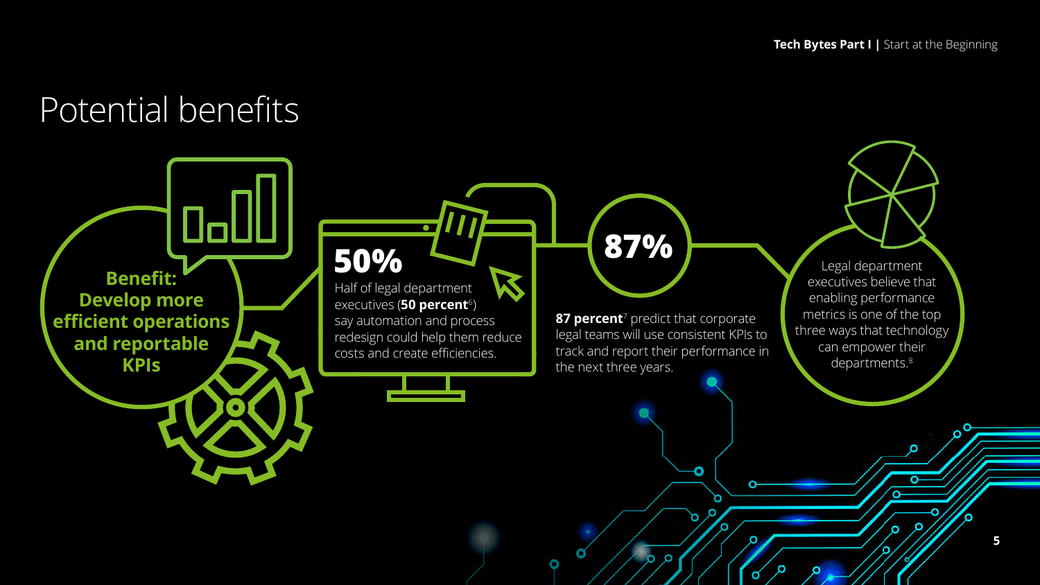# Potential benefits

**Benefit: Develop more efficient operations and reportable KPIs**

**50%**

Half of legal department executives (**50 percent**[6]) say automation and process redesign could help them reduce costs and create efficiencies.

**87%**

**87 percent**[7] predict that corporate legal teams will use consistent KPIs to track and report their performance in the next three years.

Legal department executives believe that enabling performance metrics is one of the top three ways that technology can empower their departments.[8]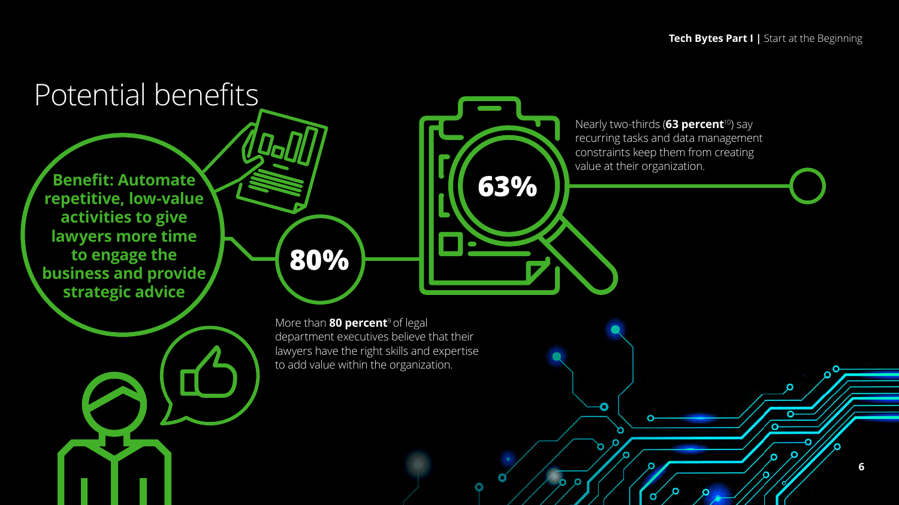# Potential benefits

**Benefit: Automate repetitive, low-value activities to give lawyers more time to engage the business and provide strategic advice**

**80%**

More than **80 percent**[9] of legal department executives believe that their lawyers have the right skills and expertise to add value within the organization.

**63%**

Nearly two-thirds (**63 percent**[10]) say recurring tasks and data management constraints keep them from creating value at their organization.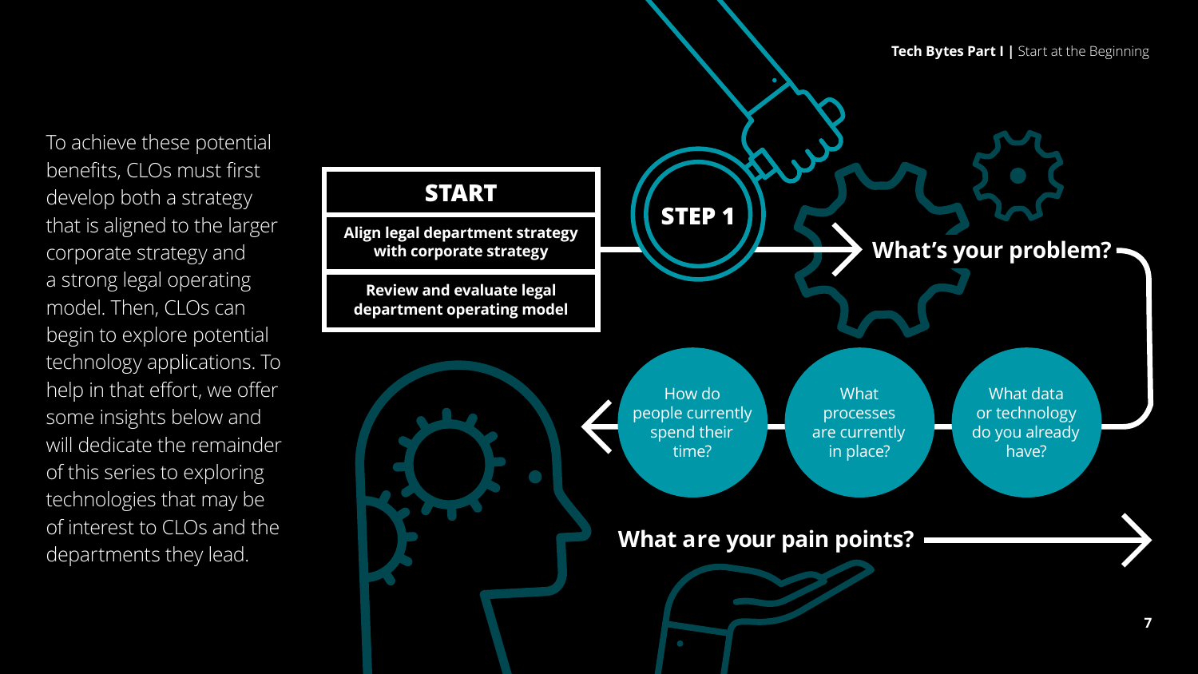To achieve these potential benefits, CLOs must first develop both a strategy that is aligned to the larger corporate strategy and a strong legal operating model. Then, CLOs can begin to explore potential technology applications. To help in that effort, we offer some insights below and will dedicate the remainder of this series to exploring technologies that may be of interest to CLOs and the departments they lead.

**START**

**Align legal department strategy with corporate strategy**

**Review and evaluate legal department operating model**

**STEP 1**

**What's your problem?**

What data or technology do you already have?

What processes are currently in place?

How do people currently spend their time?

**What are your pain points?**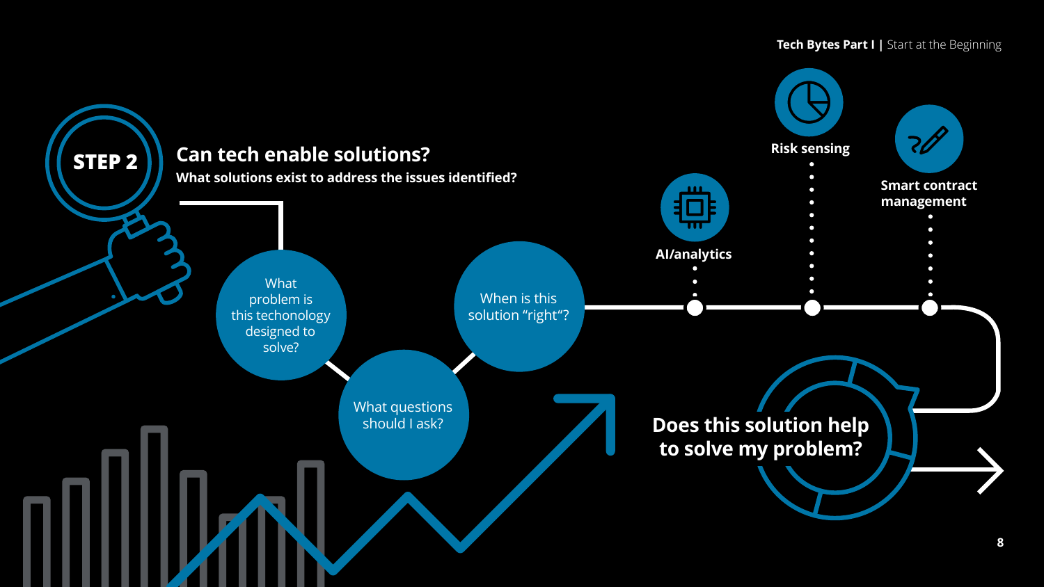## STEP 2

## Can tech enable solutions?

**What solutions exist to address the issues identified?**

- What problem is this techonology designed to solve?
- What questions should I ask?
- When is this solution "right"?

**AI/analytics**

**Risk sensing**

**Smart contract management**

**Does this solution help to solve my problem?**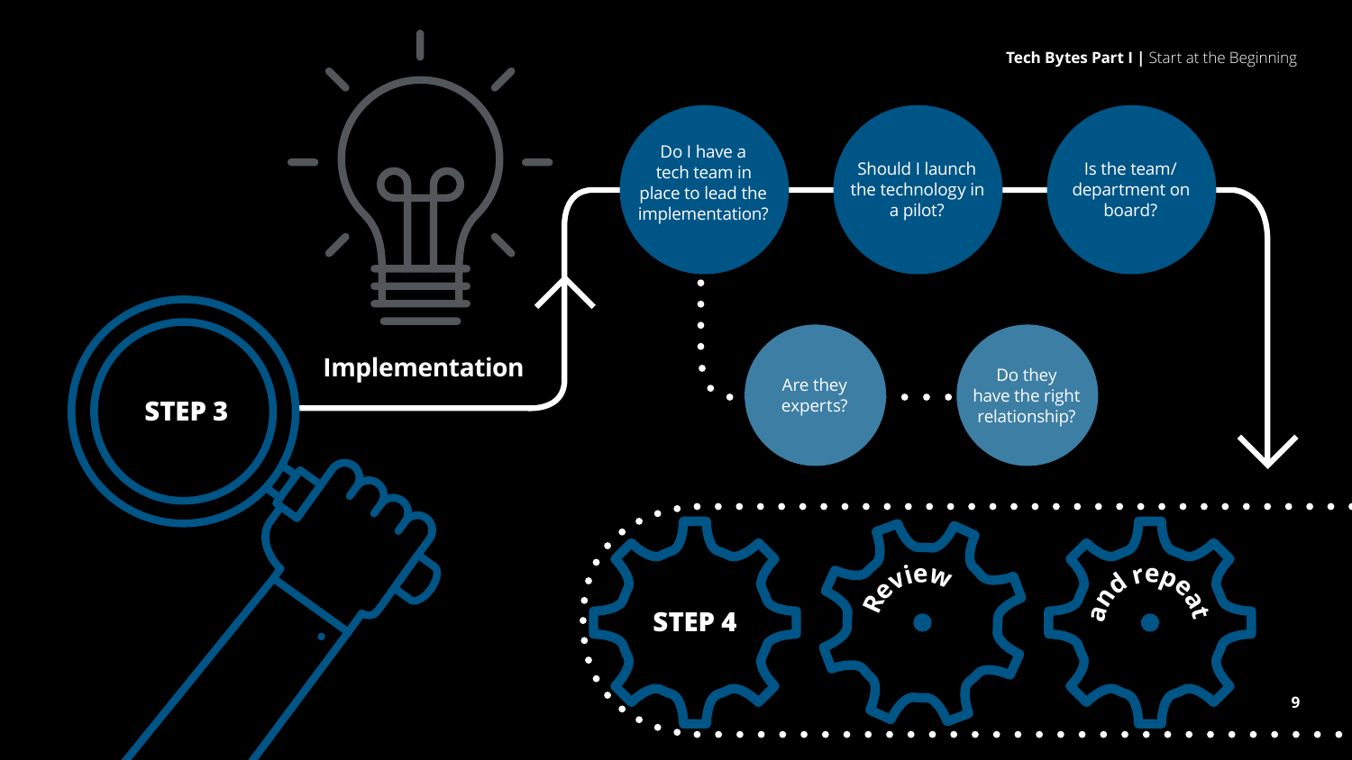## STEP 3

### Implementation

- Do I have a tech team in place to lead the implementation?
  - Are they experts?
  - Do they have the right relationship?
- Should I launch the technology in a pilot?
- Is the team/ department on board?

## STEP 4

Review and repeat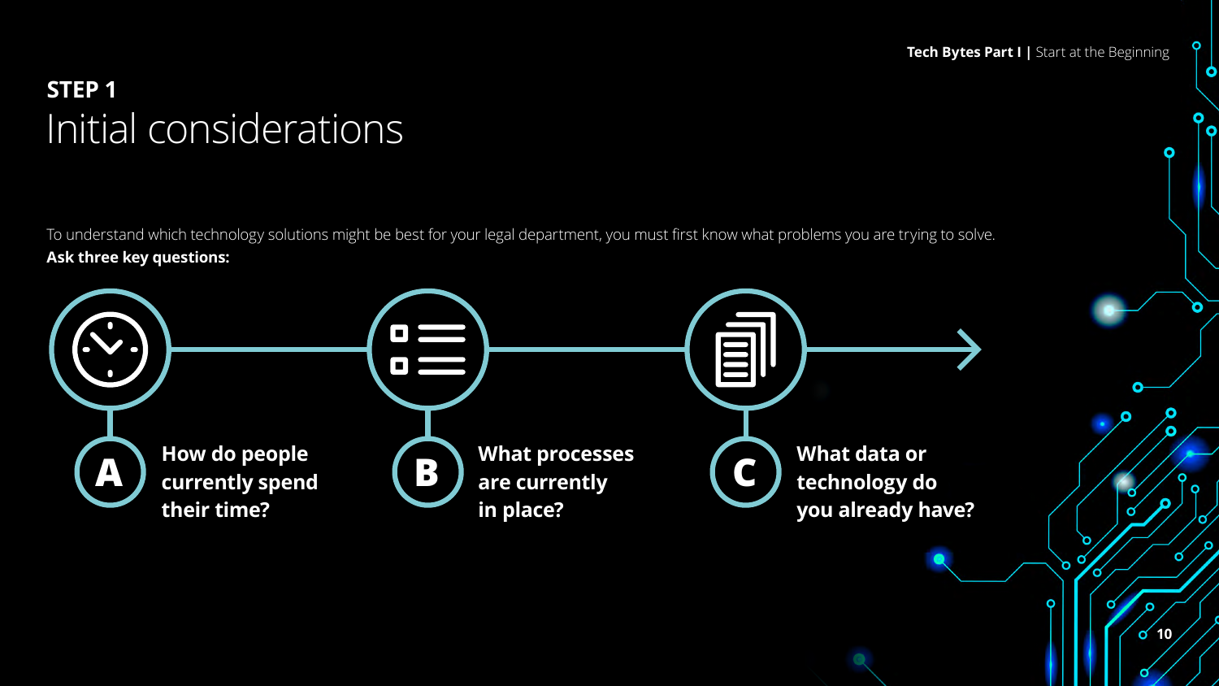## STEP 1

# Initial considerations

To understand which technology solutions might be best for your legal department, you must first know what problems you are trying to solve.

**Ask three key questions:**

**A** **How do people currently spend their time?**

**B** **What processes are currently in place?**

**C** **What data or technology do you already have?**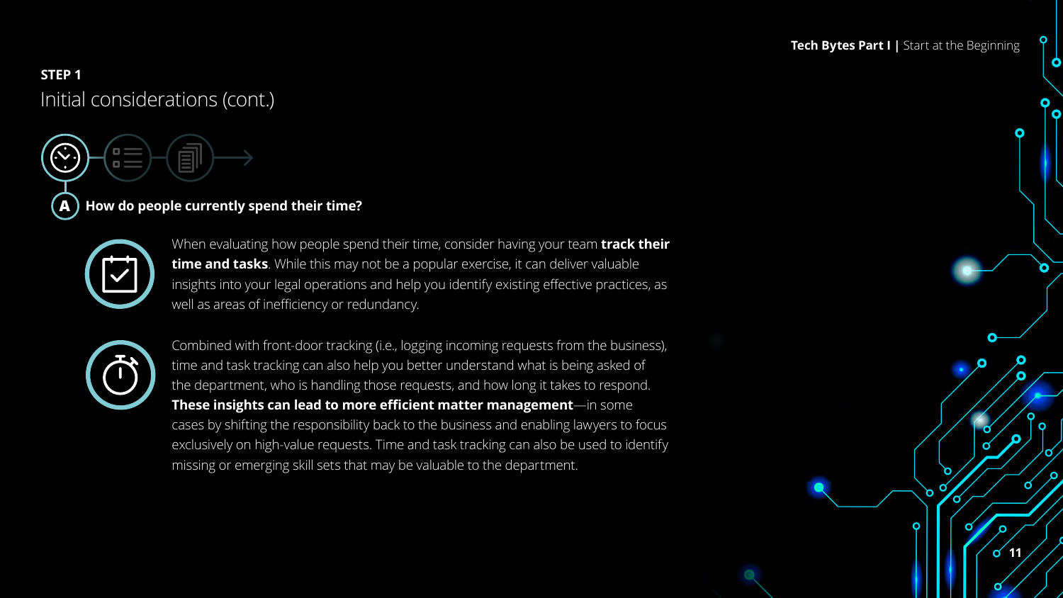**STEP 1**

## Initial considerations (cont.)

### A How do people currently spend their time?

When evaluating how people spend their time, consider having your team **track their time and tasks**. While this may not be a popular exercise, it can deliver valuable insights into your legal operations and help you identify existing effective practices, as well as areas of inefficiency or redundancy.

Combined with front-door tracking (i.e., logging incoming requests from the business), time and task tracking can also help you better understand what is being asked of the department, who is handling those requests, and how long it takes to respond. **These insights can lead to more efficient matter management**—in some cases by shifting the responsibility back to the business and enabling lawyers to focus exclusively on high-value requests. Time and task tracking can also be used to identify missing or emerging skill sets that may be valuable to the department.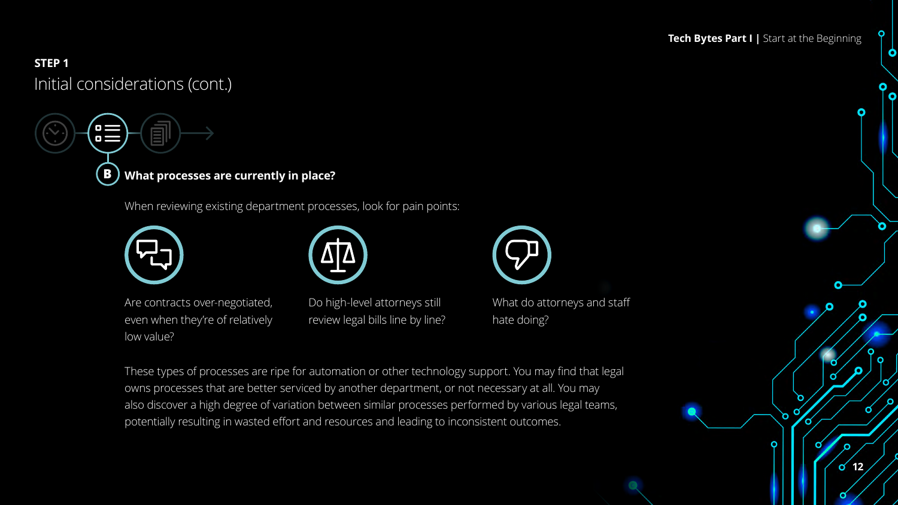**STEP 1**

## Initial considerations (cont.)

### B What processes are currently in place?

When reviewing existing department processes, look for pain points:

- Are contracts over-negotiated, even when they're of relatively low value?
- Do high-level attorneys still review legal bills line by line?
- What do attorneys and staff hate doing?

These types of processes are ripe for automation or other technology support. You may find that legal owns processes that are better serviced by another department, or not necessary at all. You may also discover a high degree of variation between similar processes performed by various legal teams, potentially resulting in wasted effort and resources and leading to inconsistent outcomes.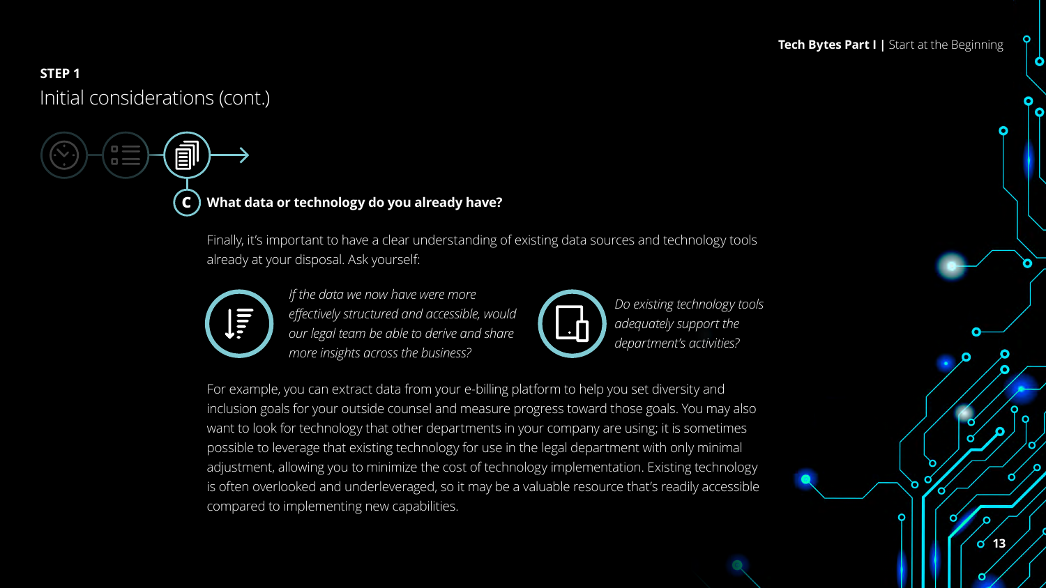**STEP 1**

## Initial considerations (cont.)

### C What data or technology do you already have?

Finally, it's important to have a clear understanding of existing data sources and technology tools already at your disposal. Ask yourself:

*If the data we now have were more effectively structured and accessible, would our legal team be able to derive and share more insights across the business?*

*Do existing technology tools adequately support the department's activities?*

For example, you can extract data from your e-billing platform to help you set diversity and inclusion goals for your outside counsel and measure progress toward those goals. You may also want to look for technology that other departments in your company are using; it is sometimes possible to leverage that existing technology for use in the legal department with only minimal adjustment, allowing you to minimize the cost of technology implementation. Existing technology is often overlooked and underleveraged, so it may be a valuable resource that's readily accessible compared to implementing new capabilities.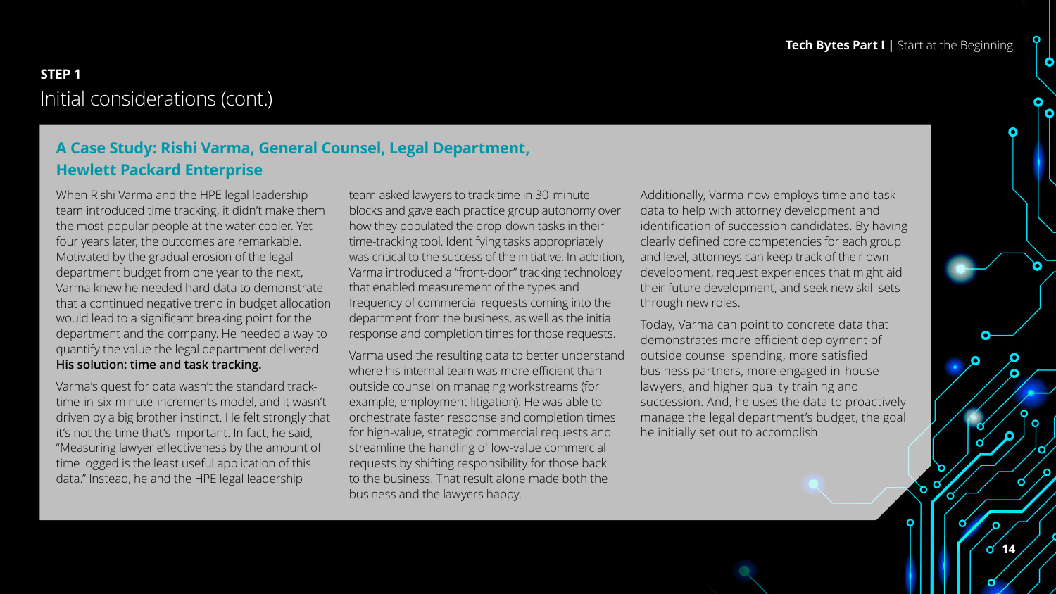**STEP 1**

## Initial considerations (cont.)

### A Case Study: Rishi Varma, General Counsel, Legal Department, Hewlett Packard Enterprise

When Rishi Varma and the HPE legal leadership team introduced time tracking, it didn't make them the most popular people at the water cooler. Yet four years later, the outcomes are remarkable. Motivated by the gradual erosion of the legal department budget from one year to the next, Varma knew he needed hard data to demonstrate that a continued negative trend in budget allocation would lead to a significant breaking point for the department and the company. He needed a way to quantify the value the legal department delivered. **His solution: time and task tracking.**

Varma's quest for data wasn't the standard track-time-in-six-minute-increments model, and it wasn't driven by a big brother instinct. He felt strongly that it's not the time that's important. In fact, he said, "Measuring lawyer effectiveness by the amount of time logged is the least useful application of this data." Instead, he and the HPE legal leadership team asked lawyers to track time in 30-minute blocks and gave each practice group autonomy over how they populated the drop-down tasks in their time-tracking tool. Identifying tasks appropriately was critical to the success of the initiative. In addition, Varma introduced a "front-door" tracking technology that enabled measurement of the types and frequency of commercial requests coming into the department from the business, as well as the initial response and completion times for those requests.

Varma used the resulting data to better understand where his internal team was more efficient than outside counsel on managing workstreams (for example, employment litigation). He was able to orchestrate faster response and completion times for high-value, strategic commercial requests and streamline the handling of low-value commercial requests by shifting responsibility for those back to the business. That result alone made both the business and the lawyers happy.

Additionally, Varma now employs time and task data to help with attorney development and identification of succession candidates. By having clearly defined core competencies for each group and level, attorneys can keep track of their own development, request experiences that might aid their future development, and seek new skill sets through new roles.

Today, Varma can point to concrete data that demonstrates more efficient deployment of outside counsel spending, more satisfied business partners, more engaged in-house lawyers, and higher quality training and succession. And, he uses the data to proactively manage the legal department's budget, the goal he initially set out to accomplish.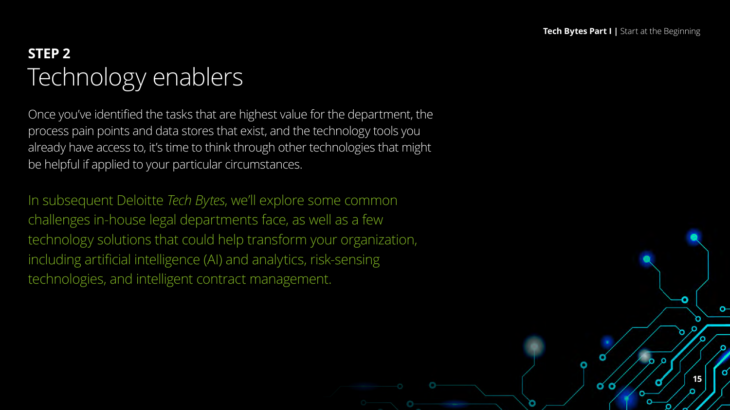**STEP 2**

# Technology enablers

Once you've identified the tasks that are highest value for the department, the process pain points and data stores that exist, and the technology tools you already have access to, it's time to think through other technologies that might be helpful if applied to your particular circumstances.

In subsequent Deloitte *Tech Bytes*, we'll explore some common challenges in-house legal departments face, as well as a few technology solutions that could help transform your organization, including artificial intelligence (AI) and analytics, risk-sensing technologies, and intelligent contract management.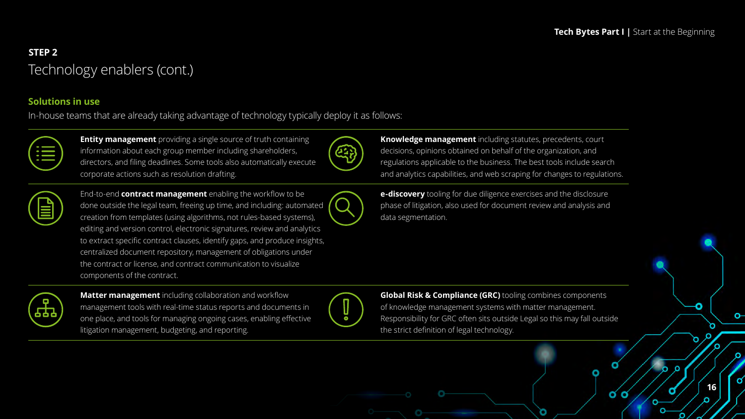**STEP 2**

# Technology enablers (cont.)

## Solutions in use

In-house teams that are already taking advantage of technology typically deploy it as follows:

**Entity management** providing a single source of truth containing information about each group member including shareholders, directors, and filing deadlines. Some tools also automatically execute corporate actions such as resolution drafting.

**Knowledge management** including statutes, precedents, court decisions, opinions obtained on behalf of the organization, and regulations applicable to the business. The best tools include search and analytics capabilities, and web scraping for changes to regulations.

End-to-end **contract management** enabling the workflow to be done outside the legal team, freeing up time, and including: automated creation from templates (using algorithms, not rules-based systems), editing and version control, electronic signatures, review and analytics to extract specific contract clauses, identify gaps, and produce insights, centralized document repository, management of obligations under the contract or license, and contract communication to visualize components of the contract.

**e-discovery** tooling for due diligence exercises and the disclosure phase of litigation, also used for document review and analysis and data segmentation.

**Matter management** including collaboration and workflow management tools with real-time status reports and documents in one place, and tools for managing ongoing cases, enabling effective litigation management, budgeting, and reporting.

**Global Risk & Compliance (GRC)** tooling combines components of knowledge management systems with matter management. Responsibility for GRC often sits outside Legal so this may fall outside the strict definition of legal technology.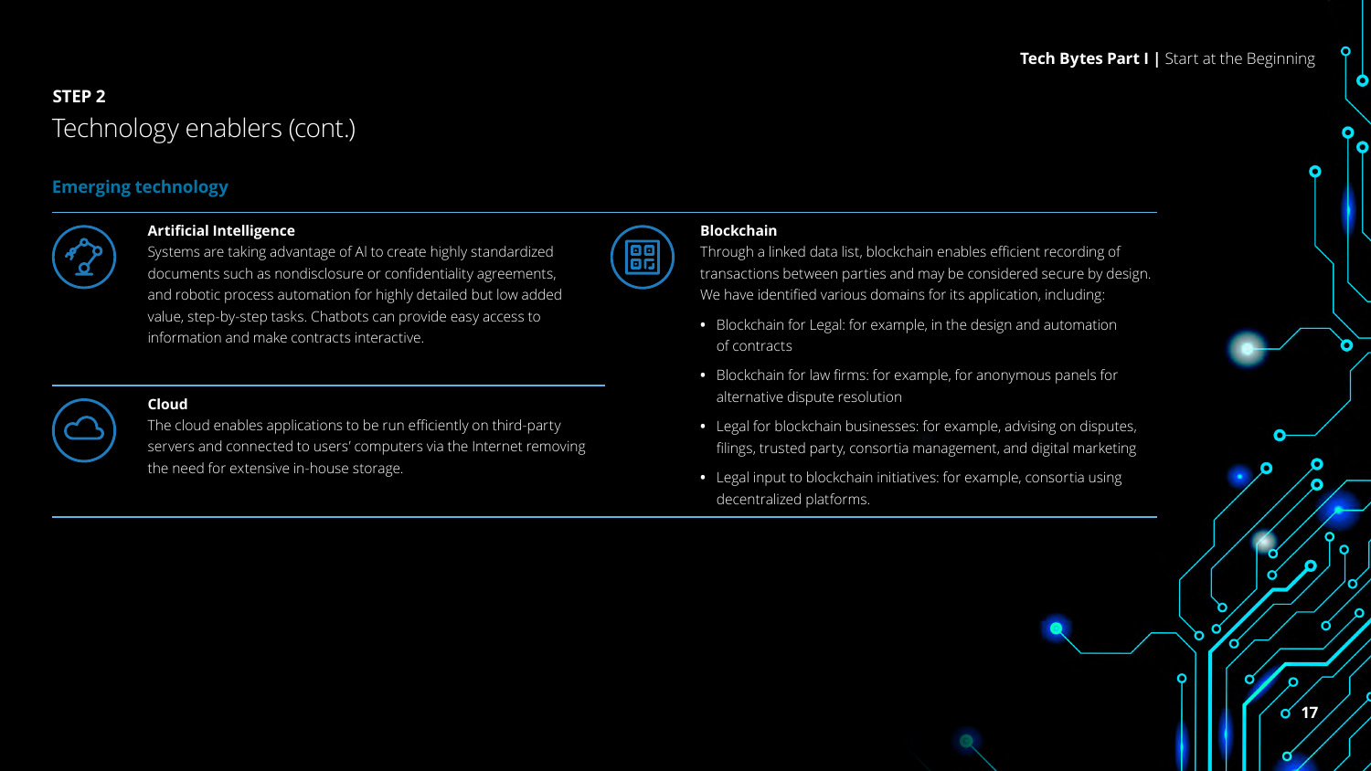## STEP 2

# Technology enablers (cont.)

### Emerging technology

**Artificial Intelligence**

Systems are taking advantage of AI to create highly standardized documents such as nondisclosure or confidentiality agreements, and robotic process automation for highly detailed but low added value, step-by-step tasks. Chatbots can provide easy access to information and make contracts interactive.

**Cloud**

The cloud enables applications to be run efficiently on third-party servers and connected to users' computers via the Internet removing the need for extensive in-house storage.

**Blockchain**

Through a linked data list, blockchain enables efficient recording of transactions between parties and may be considered secure by design. We have identified various domains for its application, including:

- Blockchain for Legal: for example, in the design and automation of contracts
- Blockchain for law firms: for example, for anonymous panels for alternative dispute resolution
- Legal for blockchain businesses: for example, advising on disputes, filings, trusted party, consortia management, and digital marketing
- Legal input to blockchain initiatives: for example, consortia using decentralized platforms.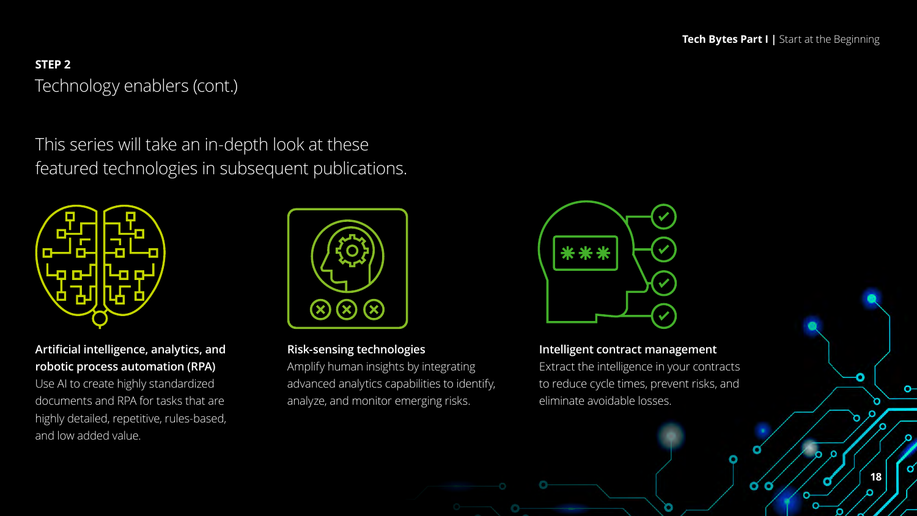**STEP 2**

## Technology enablers (cont.)

This series will take an in-depth look at these featured technologies in subsequent publications.

**Artificial intelligence, analytics, and robotic process automation (RPA)**
Use AI to create highly standardized documents and RPA for tasks that are highly detailed, repetitive, rules-based, and low added value.

**Risk-sensing technologies**
Amplify human insights by integrating advanced analytics capabilities to identify, analyze, and monitor emerging risks.

**Intelligent contract management**
Extract the intelligence in your contracts to reduce cycle times, prevent risks, and eliminate avoidable losses.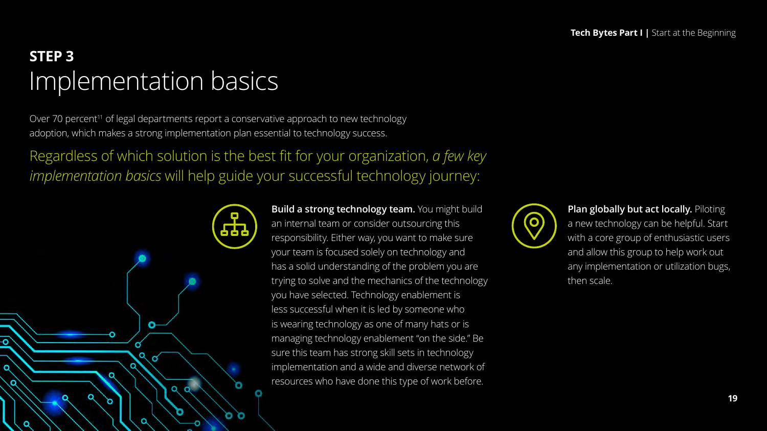## STEP 3

# Implementation basics

Over 70 percent[11] of legal departments report a conservative approach to new technology adoption, which makes a strong implementation plan essential to technology success.

Regardless of which solution is the best fit for your organization, *a few key implementation basics* will help guide your successful technology journey:

**Build a strong technology team.** You might build an internal team or consider outsourcing this responsibility. Either way, you want to make sure your team is focused solely on technology and has a solid understanding of the problem you are trying to solve and the mechanics of the technology you have selected. Technology enablement is less successful when it is led by someone who is wearing technology as one of many hats or is managing technology enablement "on the side." Be sure this team has strong skill sets in technology implementation and a wide and diverse network of resources who have done this type of work before.

**Plan globally but act locally.** Piloting a new technology can be helpful. Start with a core group of enthusiastic users and allow this group to help work out any implementation or utilization bugs, then scale.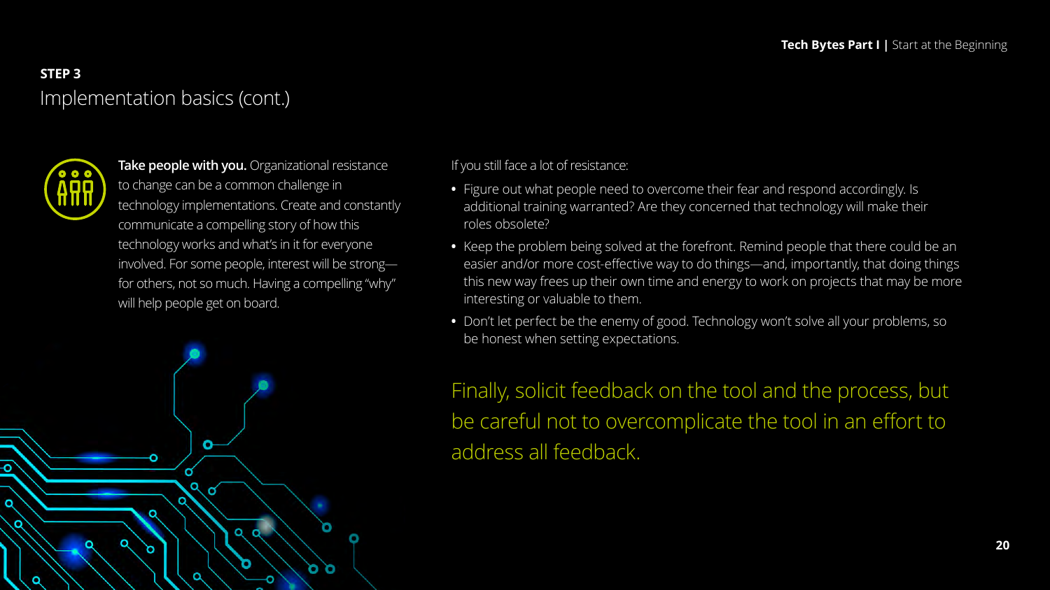**STEP 3**

## Implementation basics (cont.)

**Take people with you.** Organizational resistance to change can be a common challenge in technology implementations. Create and constantly communicate a compelling story of how this technology works and what's in it for everyone involved. For some people, interest will be strong—for others, not so much. Having a compelling "why" will help people get on board.

If you still face a lot of resistance:

- Figure out what people need to overcome their fear and respond accordingly. Is additional training warranted? Are they concerned that technology will make their roles obsolete?
- Keep the problem being solved at the forefront. Remind people that there could be an easier and/or more cost-effective way to do things—and, importantly, that doing things this new way frees up their own time and energy to work on projects that may be more interesting or valuable to them.
- Don't let perfect be the enemy of good. Technology won't solve all your problems, so be honest when setting expectations.

Finally, solicit feedback on the tool and the process, but be careful not to overcomplicate the tool in an effort to address all feedback.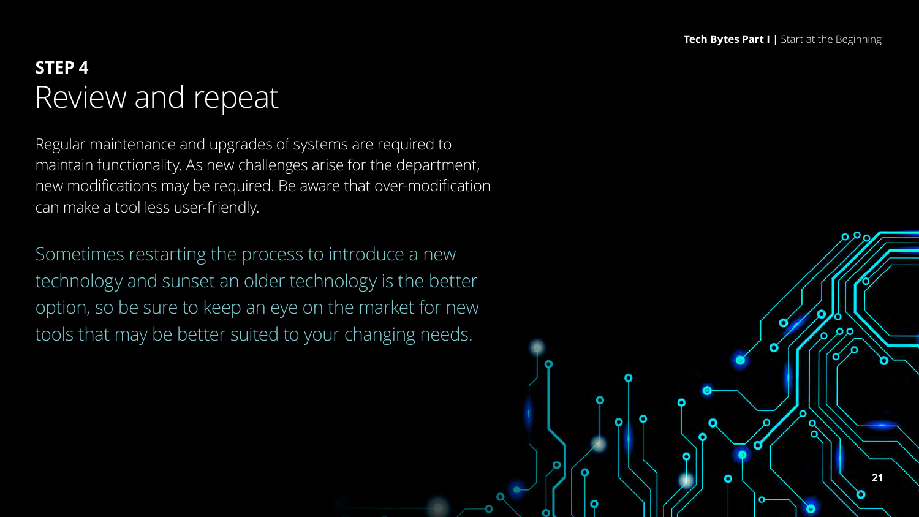## STEP 4

# Review and repeat

Regular maintenance and upgrades of systems are required to maintain functionality. As new challenges arise for the department, new modifications may be required. Be aware that over-modification can make a tool less user-friendly.

Sometimes restarting the process to introduce a new technology and sunset an older technology is the better option, so be sure to keep an eye on the market for new tools that may be better suited to your changing needs.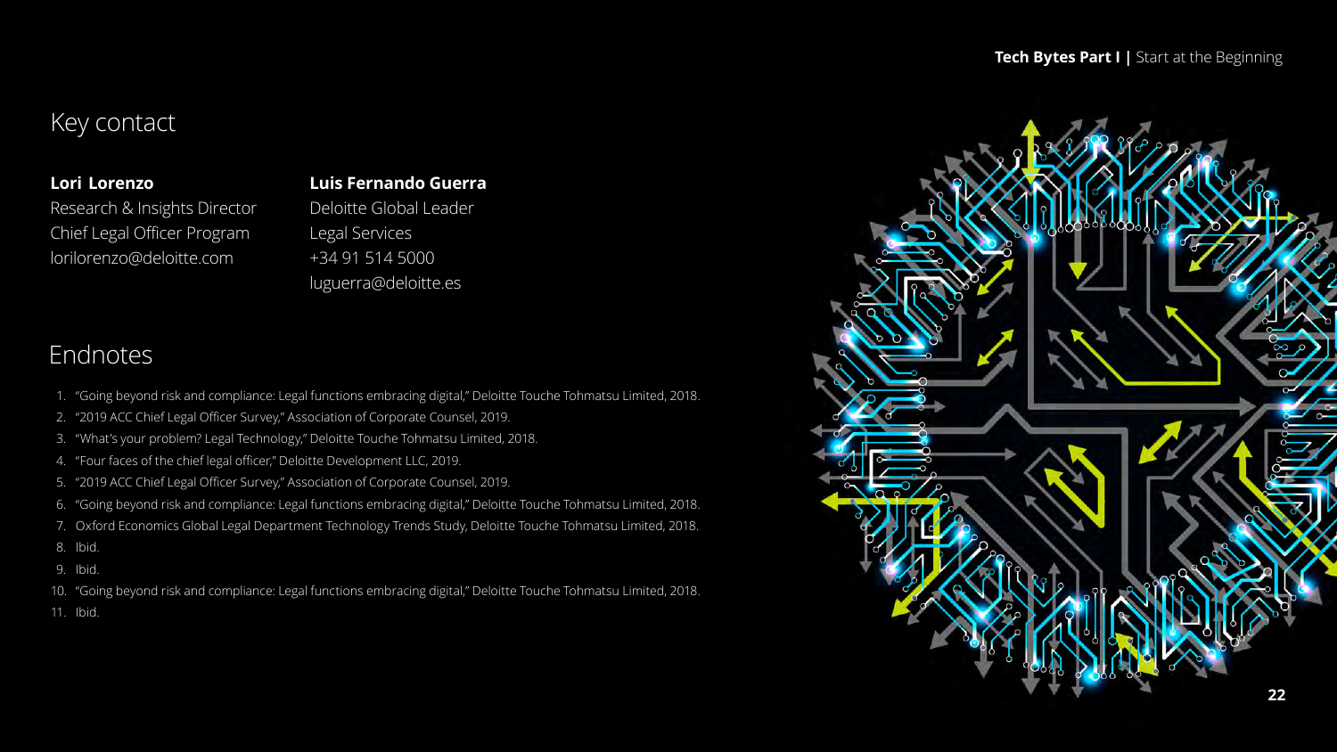## Key contact

**Lori Lorenzo**
Research & Insights Director
Chief Legal Officer Program
lorilorenzo@deloitte.com

**Luis Fernando Guerra**
Deloitte Global Leader
Legal Services
+34 91 514 5000
luguerra@deloitte.es

## Endnotes

1. "Going beyond risk and compliance: Legal functions embracing digital," Deloitte Touche Tohmatsu Limited, 2018.
2. "2019 ACC Chief Legal Officer Survey," Association of Corporate Counsel, 2019.
3. "What's your problem? Legal Technology," Deloitte Touche Tohmatsu Limited, 2018.
4. "Four faces of the chief legal officer," Deloitte Development LLC, 2019.
5. "2019 ACC Chief Legal Officer Survey," Association of Corporate Counsel, 2019.
6. "Going beyond risk and compliance: Legal functions embracing digital," Deloitte Touche Tohmatsu Limited, 2018.
7. Oxford Economics Global Legal Department Technology Trends Study, Deloitte Touche Tohmatsu Limited, 2018.
8. Ibid.
9. Ibid.
10. "Going beyond risk and compliance: Legal functions embracing digital," Deloitte Touche Tohmatsu Limited, 2018.
11. Ibid.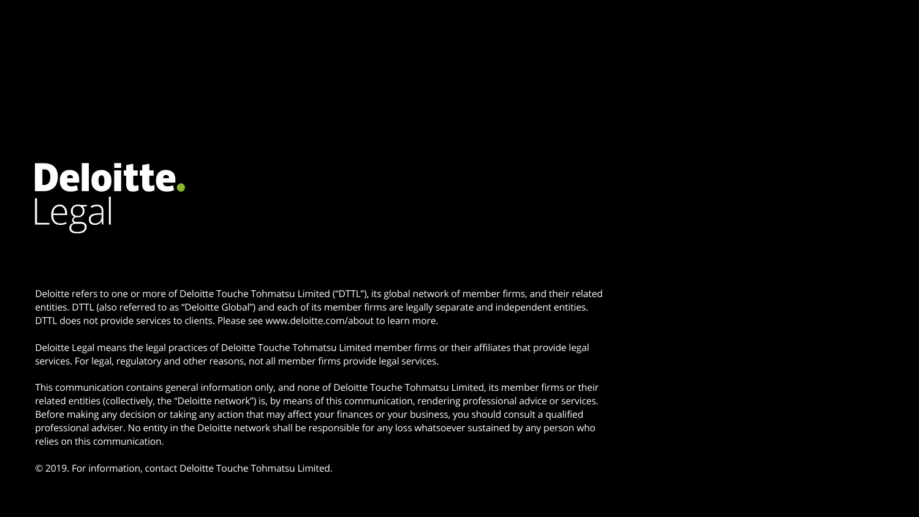**Deloitte.**
Legal

Deloitte refers to one or more of Deloitte Touche Tohmatsu Limited ("DTTL"), its global network of member firms, and their related entities. DTTL (also referred to as "Deloitte Global") and each of its member firms are legally separate and independent entities. DTTL does not provide services to clients. Please see www.deloitte.com/about to learn more.

Deloitte Legal means the legal practices of Deloitte Touche Tohmatsu Limited member firms or their affiliates that provide legal services. For legal, regulatory and other reasons, not all member firms provide legal services.

This communication contains general information only, and none of Deloitte Touche Tohmatsu Limited, its member firms or their related entities (collectively, the "Deloitte network") is, by means of this communication, rendering professional advice or services. Before making any decision or taking any action that may affect your finances or your business, you should consult a qualified professional adviser. No entity in the Deloitte network shall be responsible for any loss whatsoever sustained by any person who relies on this communication.

© 2019. For information, contact Deloitte Touche Tohmatsu Limited.